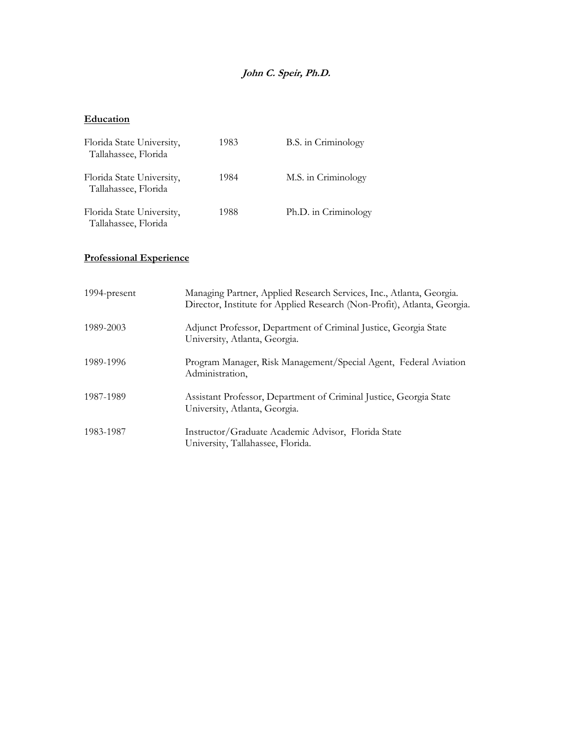# ***John C. Speir, Ph.D.***

## Education

| | | |
|---|---|---|
| Florida State University, Tallahassee, Florida | 1983 | B.S. in Criminology |
| Florida State University, Tallahassee, Florida | 1984 | M.S. in Criminology |
| Florida State University, Tallahassee, Florida | 1988 | Ph.D. in Criminology |

## Professional Experience

| | |
|---|---|
| 1994-present | Managing Partner, Applied Research Services, Inc., Atlanta, Georgia. Director, Institute for Applied Research (Non-Profit), Atlanta, Georgia. |
| 1989-2003 | Adjunct Professor, Department of Criminal Justice, Georgia State University, Atlanta, Georgia. |
| 1989-1996 | Program Manager, Risk Management/Special Agent, Federal Aviation Administration, |
| 1987-1989 | Assistant Professor, Department of Criminal Justice, Georgia State University, Atlanta, Georgia. |
| 1983-1987 | Instructor/Graduate Academic Advisor, Florida State University, Tallahassee, Florida. |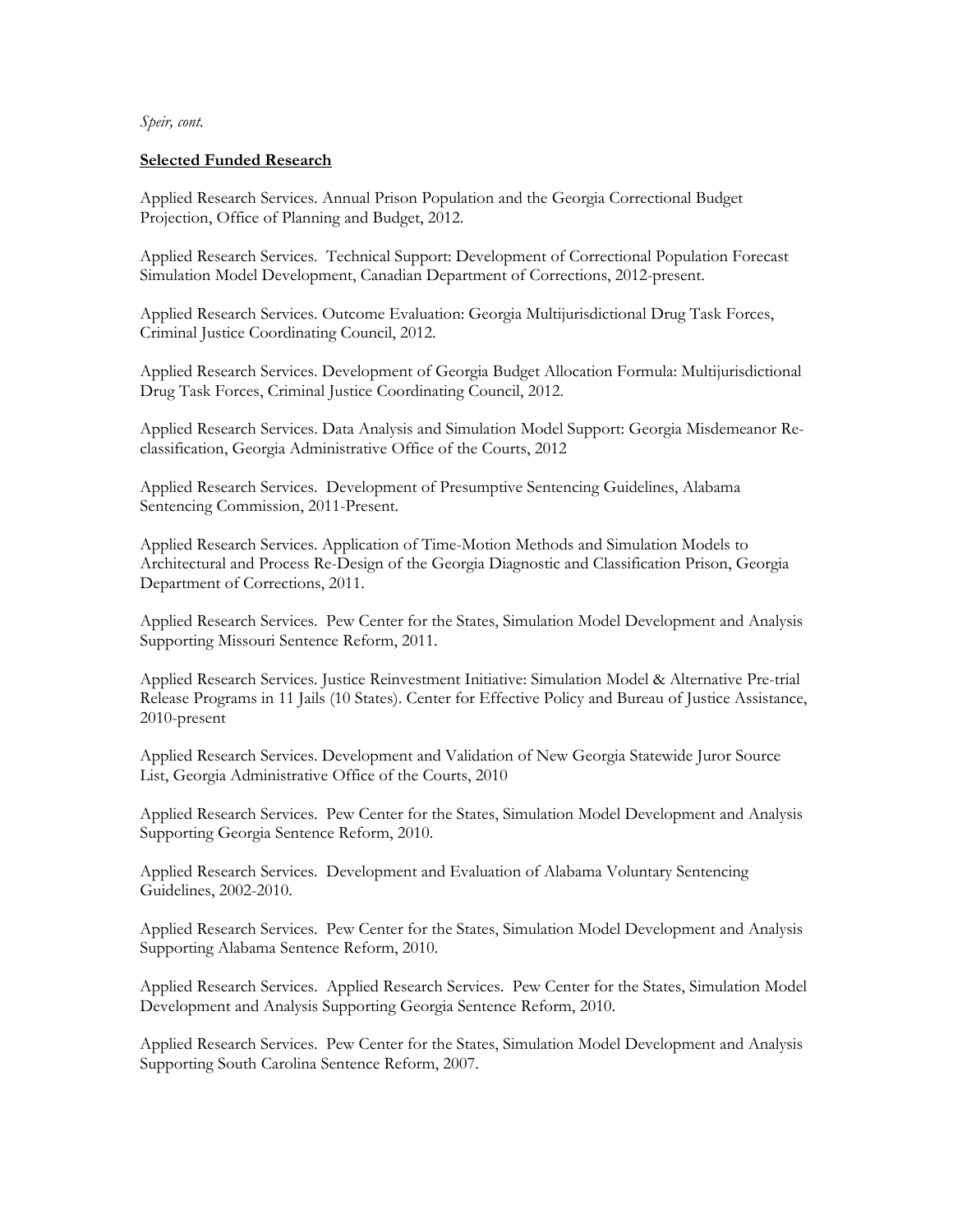## Selected Funded Research

Applied Research Services. Annual Prison Population and the Georgia Correctional Budget Projection, Office of Planning and Budget, 2012.

Applied Research Services. Technical Support: Development of Correctional Population Forecast Simulation Model Development, Canadian Department of Corrections, 2012-present.

Applied Research Services. Outcome Evaluation: Georgia Multijurisdictional Drug Task Forces, Criminal Justice Coordinating Council, 2012.

Applied Research Services. Development of Georgia Budget Allocation Formula: Multijurisdictional Drug Task Forces, Criminal Justice Coordinating Council, 2012.

Applied Research Services. Data Analysis and Simulation Model Support: Georgia Misdemeanor Re-classification, Georgia Administrative Office of the Courts, 2012

Applied Research Services. Development of Presumptive Sentencing Guidelines, Alabama Sentencing Commission, 2011-Present.

Applied Research Services. Application of Time-Motion Methods and Simulation Models to Architectural and Process Re-Design of the Georgia Diagnostic and Classification Prison, Georgia Department of Corrections, 2011.

Applied Research Services. Pew Center for the States, Simulation Model Development and Analysis Supporting Missouri Sentence Reform, 2011.

Applied Research Services. Justice Reinvestment Initiative: Simulation Model & Alternative Pre-trial Release Programs in 11 Jails (10 States). Center for Effective Policy and Bureau of Justice Assistance, 2010-present

Applied Research Services. Development and Validation of New Georgia Statewide Juror Source List, Georgia Administrative Office of the Courts, 2010

Applied Research Services. Pew Center for the States, Simulation Model Development and Analysis Supporting Georgia Sentence Reform, 2010.

Applied Research Services. Development and Evaluation of Alabama Voluntary Sentencing Guidelines, 2002-2010.

Applied Research Services. Pew Center for the States, Simulation Model Development and Analysis Supporting Alabama Sentence Reform, 2010.

Applied Research Services. Applied Research Services. Pew Center for the States, Simulation Model Development and Analysis Supporting Georgia Sentence Reform, 2010.

Applied Research Services. Pew Center for the States, Simulation Model Development and Analysis Supporting South Carolina Sentence Reform, 2007.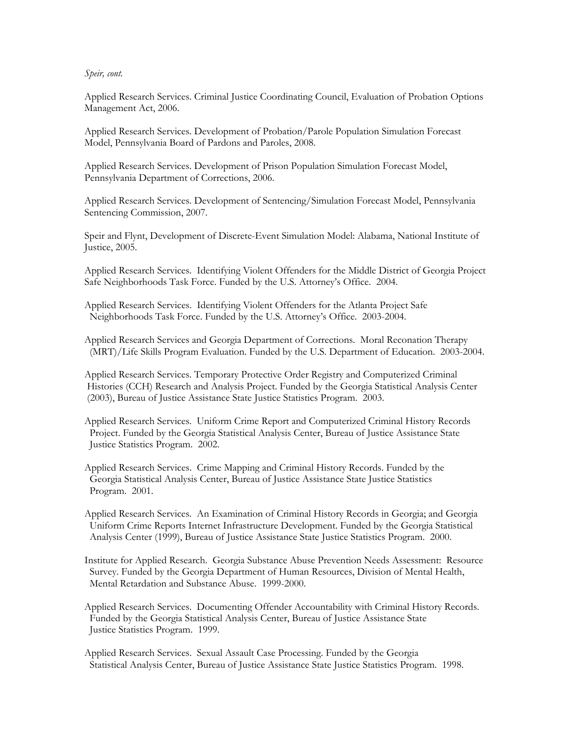Applied Research Services. Criminal Justice Coordinating Council, Evaluation of Probation Options Management Act, 2006.

Applied Research Services. Development of Probation/Parole Population Simulation Forecast Model, Pennsylvania Board of Pardons and Paroles, 2008.

Applied Research Services. Development of Prison Population Simulation Forecast Model, Pennsylvania Department of Corrections, 2006.

Applied Research Services. Development of Sentencing/Simulation Forecast Model, Pennsylvania Sentencing Commission, 2007.

Speir and Flynt, Development of Discrete-Event Simulation Model: Alabama, National Institute of Justice, 2005.

Applied Research Services. Identifying Violent Offenders for the Middle District of Georgia Project Safe Neighborhoods Task Force. Funded by the U.S. Attorney's Office. 2004.

Applied Research Services. Identifying Violent Offenders for the Atlanta Project Safe Neighborhoods Task Force. Funded by the U.S. Attorney's Office. 2003-2004.

Applied Research Services and Georgia Department of Corrections. Moral Reconation Therapy (MRT)/Life Skills Program Evaluation. Funded by the U.S. Department of Education. 2003-2004.

Applied Research Services. Temporary Protective Order Registry and Computerized Criminal Histories (CCH) Research and Analysis Project. Funded by the Georgia Statistical Analysis Center (2003), Bureau of Justice Assistance State Justice Statistics Program. 2003.

Applied Research Services. Uniform Crime Report and Computerized Criminal History Records Project. Funded by the Georgia Statistical Analysis Center, Bureau of Justice Assistance State Justice Statistics Program. 2002.

Applied Research Services. Crime Mapping and Criminal History Records. Funded by the Georgia Statistical Analysis Center, Bureau of Justice Assistance State Justice Statistics Program. 2001.

Applied Research Services. An Examination of Criminal History Records in Georgia; and Georgia Uniform Crime Reports Internet Infrastructure Development. Funded by the Georgia Statistical Analysis Center (1999), Bureau of Justice Assistance State Justice Statistics Program. 2000.

Institute for Applied Research. Georgia Substance Abuse Prevention Needs Assessment: Resource Survey. Funded by the Georgia Department of Human Resources, Division of Mental Health, Mental Retardation and Substance Abuse. 1999-2000.

Applied Research Services. Documenting Offender Accountability with Criminal History Records. Funded by the Georgia Statistical Analysis Center, Bureau of Justice Assistance State Justice Statistics Program. 1999.

Applied Research Services. Sexual Assault Case Processing. Funded by the Georgia Statistical Analysis Center, Bureau of Justice Assistance State Justice Statistics Program. 1998.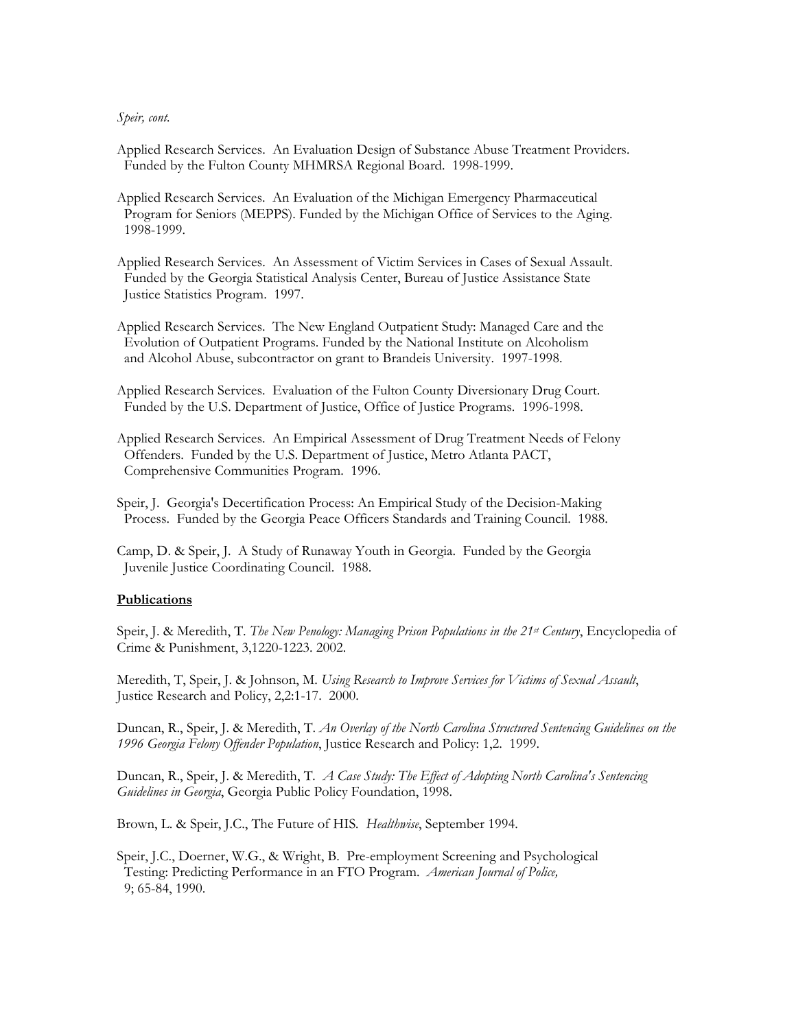Applied Research Services. An Evaluation Design of Substance Abuse Treatment Providers. Funded by the Fulton County MHMRSA Regional Board. 1998-1999.

Applied Research Services. An Evaluation of the Michigan Emergency Pharmaceutical Program for Seniors (MEPPS). Funded by the Michigan Office of Services to the Aging. 1998-1999.

Applied Research Services. An Assessment of Victim Services in Cases of Sexual Assault. Funded by the Georgia Statistical Analysis Center, Bureau of Justice Assistance State Justice Statistics Program. 1997.

Applied Research Services. The New England Outpatient Study: Managed Care and the Evolution of Outpatient Programs. Funded by the National Institute on Alcoholism and Alcohol Abuse, subcontractor on grant to Brandeis University. 1997-1998.

Applied Research Services. Evaluation of the Fulton County Diversionary Drug Court. Funded by the U.S. Department of Justice, Office of Justice Programs. 1996-1998.

Applied Research Services. An Empirical Assessment of Drug Treatment Needs of Felony Offenders. Funded by the U.S. Department of Justice, Metro Atlanta PACT, Comprehensive Communities Program. 1996.

Speir, J. Georgia's Decertification Process: An Empirical Study of the Decision-Making Process. Funded by the Georgia Peace Officers Standards and Training Council. 1988.

Camp, D. & Speir, J. A Study of Runaway Youth in Georgia. Funded by the Georgia Juvenile Justice Coordinating Council. 1988.

**Publications**

Speir, J. & Meredith, T. *The New Penology: Managing Prison Populations in the 21st Century*, Encyclopedia of Crime & Punishment, 3,1220-1223. 2002.

Meredith, T, Speir, J. & Johnson, M. *Using Research to Improve Services for Victims of Sexual Assault*, Justice Research and Policy, 2,2:1-17. 2000.

Duncan, R., Speir, J. & Meredith, T. *An Overlay of the North Carolina Structured Sentencing Guidelines on the 1996 Georgia Felony Offender Population*, Justice Research and Policy: 1,2. 1999.

Duncan, R., Speir, J. & Meredith, T. *A Case Study: The Effect of Adopting North Carolina's Sentencing Guidelines in Georgia*, Georgia Public Policy Foundation, 1998.

Brown, L. & Speir, J.C., The Future of HIS. *Healthwise*, September 1994.

Speir, J.C., Doerner, W.G., & Wright, B. Pre-employment Screening and Psychological Testing: Predicting Performance in an FTO Program. *American Journal of Police,* 9; 65-84, 1990.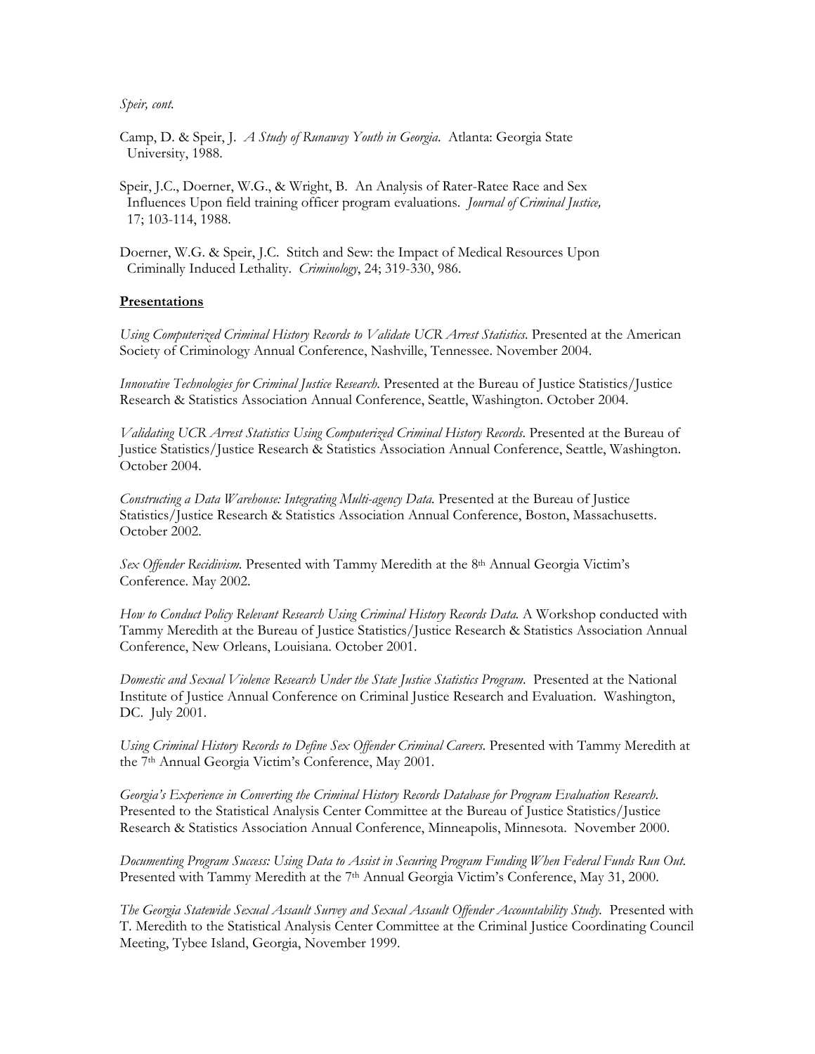*Speir, cont.*

Camp, D. & Speir, J. *A Study of Runaway Youth in Georgia*. Atlanta: Georgia State University, 1988.

Speir, J.C., Doerner, W.G., & Wright, B. An Analysis of Rater-Ratee Race and Sex Influences Upon field training officer program evaluations. *Journal of Criminal Justice,* 17; 103-114, 1988.

Doerner, W.G. & Speir, J.C. Stitch and Sew: the Impact of Medical Resources Upon Criminally Induced Lethality. *Criminology*, 24; 319-330, 986.

## Presentations

*Using Computerized Criminal History Records to Validate UCR Arrest Statistics*. Presented at the American Society of Criminology Annual Conference, Nashville, Tennessee. November 2004.

*Innovative Technologies for Criminal Justice Research.* Presented at the Bureau of Justice Statistics/Justice Research & Statistics Association Annual Conference, Seattle, Washington. October 2004.

*Validating UCR Arrest Statistics Using Computerized Criminal History Records.* Presented at the Bureau of Justice Statistics/Justice Research & Statistics Association Annual Conference, Seattle, Washington. October 2004.

*Constructing a Data Warehouse: Integrating Multi-agency Data.* Presented at the Bureau of Justice Statistics/Justice Research & Statistics Association Annual Conference, Boston, Massachusetts. October 2002.

*Sex Offender Recidivism.* Presented with Tammy Meredith at the 8th Annual Georgia Victim's Conference. May 2002.

*How to Conduct Policy Relevant Research Using Criminal History Records Data.* A Workshop conducted with Tammy Meredith at the Bureau of Justice Statistics/Justice Research & Statistics Association Annual Conference, New Orleans, Louisiana. October 2001.

*Domestic and Sexual Violence Research Under the State Justice Statistics Program*. Presented at the National Institute of Justice Annual Conference on Criminal Justice Research and Evaluation. Washington, DC. July 2001.

*Using Criminal History Records to Define Sex Offender Criminal Careers.* Presented with Tammy Meredith at the 7th Annual Georgia Victim's Conference, May 2001.

*Georgia's Experience in Converting the Criminal History Records Database for Program Evaluation Research.* Presented to the Statistical Analysis Center Committee at the Bureau of Justice Statistics/Justice Research & Statistics Association Annual Conference, Minneapolis, Minnesota. November 2000.

*Documenting Program Success: Using Data to Assist in Securing Program Funding When Federal Funds Run Out.* Presented with Tammy Meredith at the 7th Annual Georgia Victim's Conference, May 31, 2000.

*The Georgia Statewide Sexual Assault Survey and Sexual Assault Offender Accountability Study.* Presented with T. Meredith to the Statistical Analysis Center Committee at the Criminal Justice Coordinating Council Meeting, Tybee Island, Georgia, November 1999.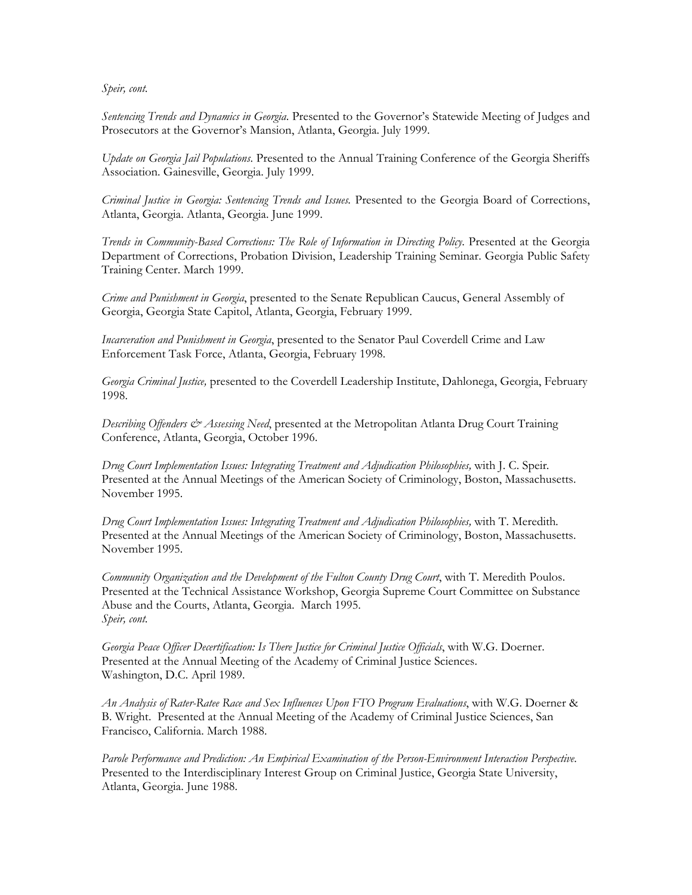*Sentencing Trends and Dynamics in Georgia.* Presented to the Governor's Statewide Meeting of Judges and Prosecutors at the Governor's Mansion, Atlanta, Georgia. July 1999.

*Update on Georgia Jail Populations.* Presented to the Annual Training Conference of the Georgia Sheriffs Association. Gainesville, Georgia. July 1999.

*Criminal Justice in Georgia: Sentencing Trends and Issues.* Presented to the Georgia Board of Corrections, Atlanta, Georgia. Atlanta, Georgia. June 1999.

*Trends in Community-Based Corrections: The Role of Information in Directing Policy.* Presented at the Georgia Department of Corrections, Probation Division, Leadership Training Seminar. Georgia Public Safety Training Center. March 1999.

*Crime and Punishment in Georgia*, presented to the Senate Republican Caucus, General Assembly of Georgia, Georgia State Capitol, Atlanta, Georgia, February 1999.

*Incarceration and Punishment in Georgia*, presented to the Senator Paul Coverdell Crime and Law Enforcement Task Force, Atlanta, Georgia, February 1998.

*Georgia Criminal Justice,* presented to the Coverdell Leadership Institute, Dahlonega, Georgia, February 1998.

*Describing Offenders & Assessing Need*, presented at the Metropolitan Atlanta Drug Court Training Conference, Atlanta, Georgia, October 1996.

*Drug Court Implementation Issues: Integrating Treatment and Adjudication Philosophies,* with J. C. Speir. Presented at the Annual Meetings of the American Society of Criminology, Boston, Massachusetts. November 1995.

*Drug Court Implementation Issues: Integrating Treatment and Adjudication Philosophies,* with T. Meredith. Presented at the Annual Meetings of the American Society of Criminology, Boston, Massachusetts. November 1995.

*Community Organization and the Development of the Fulton County Drug Court*, with T. Meredith Poulos. Presented at the Technical Assistance Workshop, Georgia Supreme Court Committee on Substance Abuse and the Courts, Atlanta, Georgia. March 1995.

*Georgia Peace Officer Decertification: Is There Justice for Criminal Justice Officials*, with W.G. Doerner. Presented at the Annual Meeting of the Academy of Criminal Justice Sciences. Washington, D.C. April 1989.

*An Analysis of Rater-Ratee Race and Sex Influences Upon FTO Program Evaluations*, with W.G. Doerner & B. Wright. Presented at the Annual Meeting of the Academy of Criminal Justice Sciences, San Francisco, California. March 1988.

*Parole Performance and Prediction: An Empirical Examination of the Person-Environment Interaction Perspective.* Presented to the Interdisciplinary Interest Group on Criminal Justice, Georgia State University, Atlanta, Georgia. June 1988.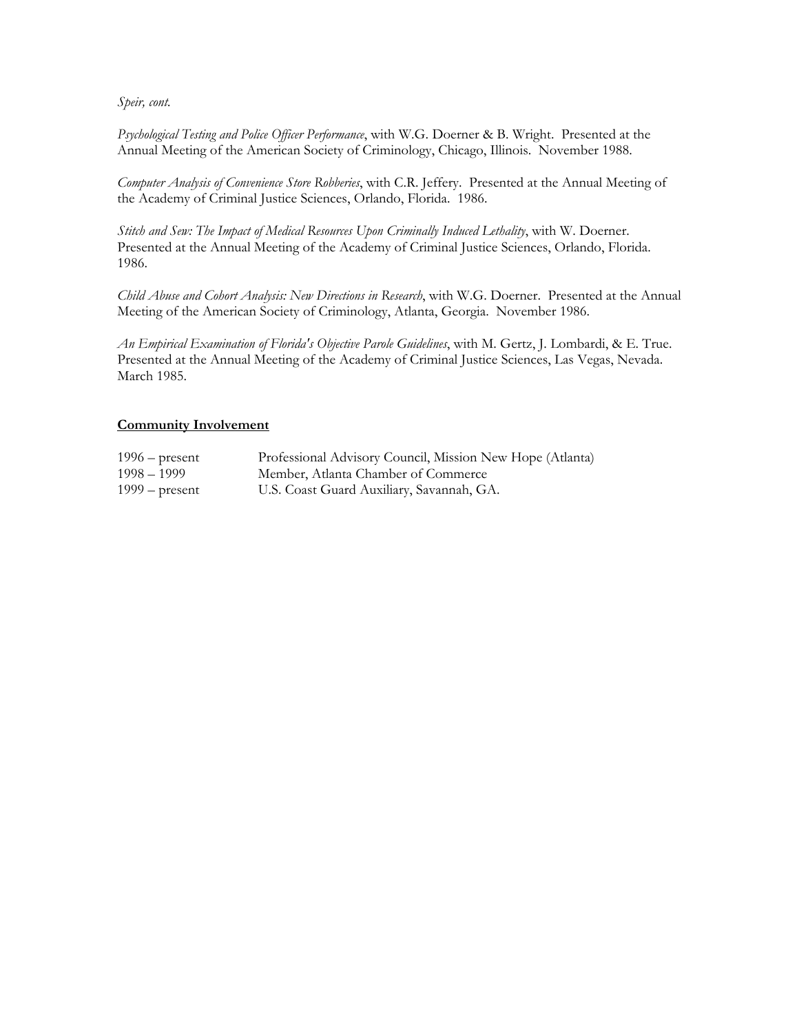*Psychological Testing and Police Officer Performance*, with W.G. Doerner & B. Wright. Presented at the Annual Meeting of the American Society of Criminology, Chicago, Illinois. November 1988.

*Computer Analysis of Convenience Store Robberies*, with C.R. Jeffery. Presented at the Annual Meeting of the Academy of Criminal Justice Sciences, Orlando, Florida. 1986.

*Stitch and Sew: The Impact of Medical Resources Upon Criminally Induced Lethality*, with W. Doerner. Presented at the Annual Meeting of the Academy of Criminal Justice Sciences, Orlando, Florida. 1986.

*Child Abuse and Cohort Analysis: New Directions in Research*, with W.G. Doerner. Presented at the Annual Meeting of the American Society of Criminology, Atlanta, Georgia. November 1986.

*An Empirical Examination of Florida's Objective Parole Guidelines*, with M. Gertz, J. Lombardi, & E. True. Presented at the Annual Meeting of the Academy of Criminal Justice Sciences, Las Vegas, Nevada. March 1985.

**Community Involvement**

| | |
|---|---|
| 1996 – present | Professional Advisory Council, Mission New Hope (Atlanta) |
| 1998 – 1999 | Member, Atlanta Chamber of Commerce |
| 1999 – present | U.S. Coast Guard Auxiliary, Savannah, GA. |